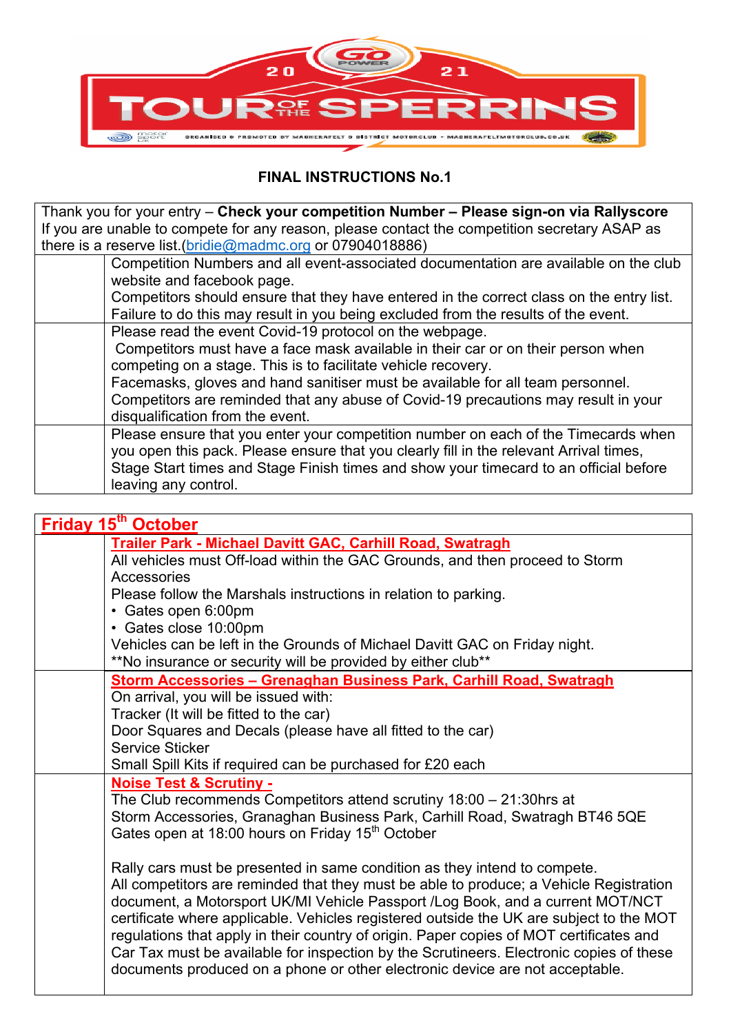2021 TOUR OF THE SPERRINS

## FINAL INSTRUCTIONS No.1

Thank you for your entry – **Check your competition Number – Please sign-on via Rallyscore**
If you are unable to compete for any reason, please contact the competition secretary ASAP as there is a reserve list.(bridie@madmc.org or 07904018886)

Competition Numbers and all event-associated documentation are available on the club website and facebook page.
Competitors should ensure that they have entered in the correct class on the entry list. Failure to do this may result in you being excluded from the results of the event.

Please read the event Covid-19 protocol on the webpage.
Competitors must have a face mask available in their car or on their person when competing on a stage. This is to facilitate vehicle recovery.
Facemasks, gloves and hand sanitiser must be available for all team personnel.
Competitors are reminded that any abuse of Covid-19 precautions may result in your disqualification from the event.

Please ensure that you enter your competition number on each of the Timecards when you open this pack. Please ensure that you clearly fill in the relevant Arrival times, Stage Start times and Stage Finish times and show your timecard to an official before leaving any control.

## Friday 15th October

**Trailer Park - Michael Davitt GAC, Carhill Road, Swatragh**

All vehicles must Off-load within the GAC Grounds, and then proceed to Storm Accessories
Please follow the Marshals instructions in relation to parking.

- Gates open 6:00pm
- Gates close 10:00pm

Vehicles can be left in the Grounds of Michael Davitt GAC on Friday night.
**No insurance or security will be provided by either club**

**Storm Accessories – Grenaghan Business Park, Carhill Road, Swatragh**

On arrival, you will be issued with:
Tracker (It will be fitted to the car)
Door Squares and Decals (please have all fitted to the car)
Service Sticker
Small Spill Kits if required can be purchased for £20 each

**Noise Test & Scrutiny -**

The Club recommends Competitors attend scrutiny 18:00 – 21:30hrs at
Storm Accessories, Granaghan Business Park, Carhill Road, Swatragh BT46 5QE
Gates open at 18:00 hours on Friday 15th October

Rally cars must be presented in same condition as they intend to compete.
All competitors are reminded that they must be able to produce; a Vehicle Registration document, a Motorsport UK/MI Vehicle Passport /Log Book, and a current MOT/NCT certificate where applicable. Vehicles registered outside the UK are subject to the MOT regulations that apply in their country of origin. Paper copies of MOT certificates and Car Tax must be available for inspection by the Scrutineers. Electronic copies of these documents produced on a phone or other electronic device are not acceptable.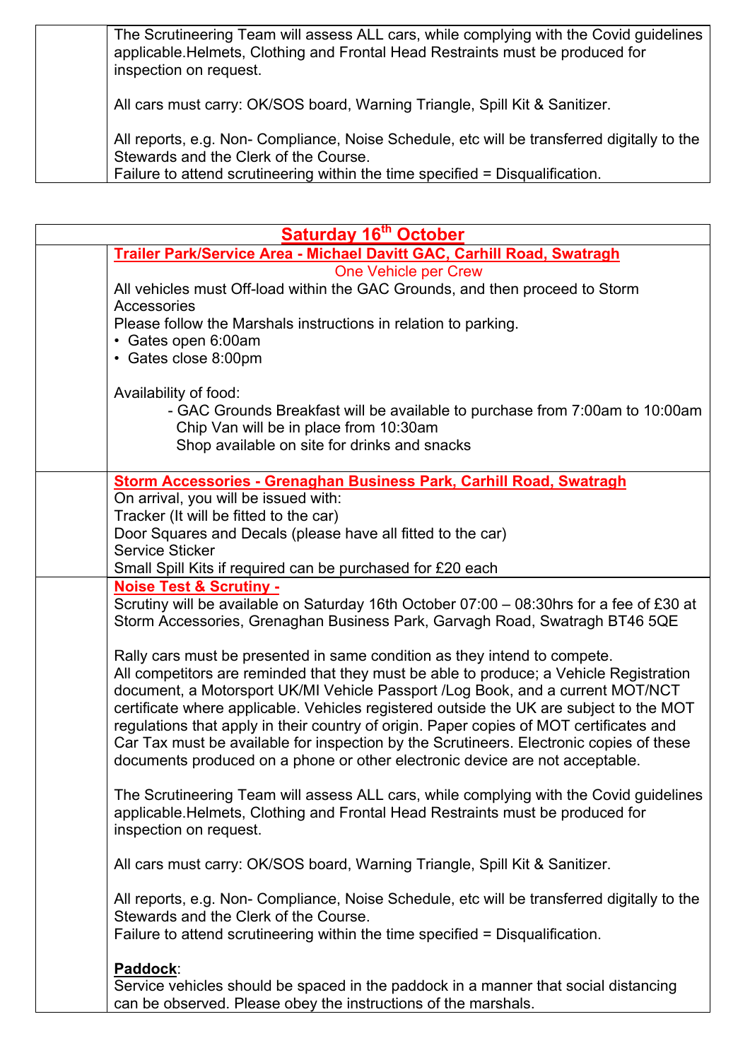The Scrutineering Team will assess ALL cars, while complying with the Covid guidelines applicable.Helmets, Clothing and Frontal Head Restraints must be produced for inspection on request.

All cars must carry: OK/SOS board, Warning Triangle, Spill Kit & Sanitizer.

All reports, e.g. Non- Compliance, Noise Schedule, etc will be transferred digitally to the Stewards and the Clerk of the Course.
Failure to attend scrutineering within the time specified = Disqualification.

## Saturday 16th October

**Trailer Park/Service Area - Michael Davitt GAC, Carhill Road, Swatragh**

One Vehicle per Crew

All vehicles must Off-load within the GAC Grounds, and then proceed to Storm Accessories
Please follow the Marshals instructions in relation to parking.

- Gates open 6:00am
- Gates close 8:00pm

Availability of food:

- GAC Grounds Breakfast will be available to purchase from 7:00am to 10:00am
  Chip Van will be in place from 10:30am
  Shop available on site for drinks and snacks

**Storm Accessories - Grenaghan Business Park, Carhill Road, Swatragh**

On arrival, you will be issued with:
Tracker (It will be fitted to the car)
Door Squares and Decals (please have all fitted to the car)
Service Sticker
Small Spill Kits if required can be purchased for £20 each

**Noise Test & Scrutiny -**

Scrutiny will be available on Saturday 16th October 07:00 – 08:30hrs for a fee of £30 at Storm Accessories, Grenaghan Business Park, Garvagh Road, Swatragh BT46 5QE

Rally cars must be presented in same condition as they intend to compete.
All competitors are reminded that they must be able to produce; a Vehicle Registration document, a Motorsport UK/MI Vehicle Passport /Log Book, and a current MOT/NCT certificate where applicable. Vehicles registered outside the UK are subject to the MOT regulations that apply in their country of origin. Paper copies of MOT certificates and Car Tax must be available for inspection by the Scrutineers. Electronic copies of these documents produced on a phone or other electronic device are not acceptable.

The Scrutineering Team will assess ALL cars, while complying with the Covid guidelines applicable.Helmets, Clothing and Frontal Head Restraints must be produced for inspection on request.

All cars must carry: OK/SOS board, Warning Triangle, Spill Kit & Sanitizer.

All reports, e.g. Non- Compliance, Noise Schedule, etc will be transferred digitally to the Stewards and the Clerk of the Course.
Failure to attend scrutineering within the time specified = Disqualification.

**Paddock**:
Service vehicles should be spaced in the paddock in a manner that social distancing can be observed. Please obey the instructions of the marshals.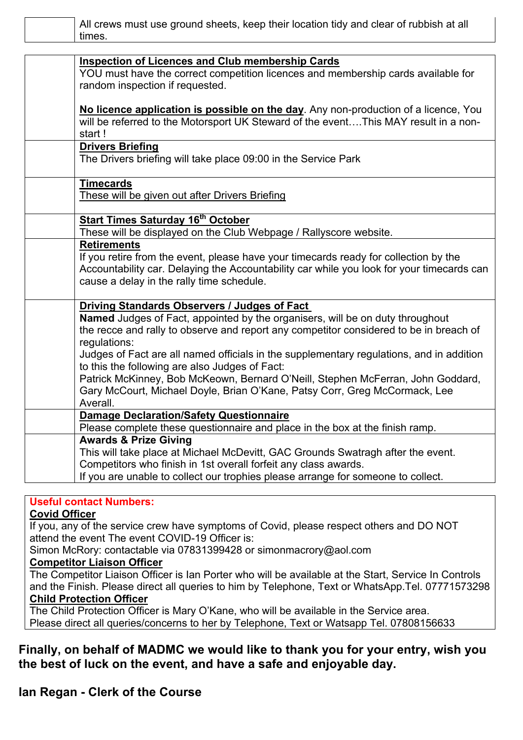| | |
|---|---|
| | All crews must use ground sheets, keep their location tidy and clear of rubbish at all times. |

| | |
|---|---|
| | **Inspection of Licences and Club membership Cards**<br>YOU must have the correct competition licences and membership cards available for random inspection if requested.<br><br>**No licence application is possible on the day**. Any non-production of a licence, You will be referred to the Motorsport UK Steward of the event….This MAY result in a non-start ! |
| | **Drivers Briefing**<br>The Drivers briefing will take place 09:00 in the Service Park |
| | **Timecards**<br>These will be given out after Drivers Briefing |
| | **Start Times Saturday 16th October**<br>These will be displayed on the Club Webpage / Rallyscore website. |
| | **Retirements**<br>If you retire from the event, please have your timecards ready for collection by the Accountability car. Delaying the Accountability car while you look for your timecards can cause a delay in the rally time schedule. |
| | **Driving Standards Observers / Judges of Fact**<br>**Named** Judges of Fact, appointed by the organisers, will be on duty throughout the recce and rally to observe and report any competitor considered to be in breach of regulations:<br>Judges of Fact are all named officials in the supplementary regulations, and in addition to this the following are also Judges of Fact:<br>Patrick McKinney, Bob McKeown, Bernard O'Neill, Stephen McFerran, John Goddard, Gary McCourt, Michael Doyle, Brian O'Kane, Patsy Corr, Greg McCormack, Lee Averall. |
| | **Damage Declaration/Safety Questionnaire**<br>Please complete these questionnaire and place in the box at the finish ramp. |
| | **Awards & Prize Giving**<br>This will take place at Michael McDevitt, GAC Grounds Swatragh after the event.<br>Competitors who finish in 1st overall forfeit any class awards.<br>If you are unable to collect our trophies please arrange for someone to collect. |

**Useful contact Numbers:**

**Covid Officer**

If you, any of the service crew have symptoms of Covid, please respect others and DO NOT attend the event The event COVID-19 Officer is:
Simon McRory: contactable via 07831399428 or simonmacrory@aol.com

**Competitor Liaison Officer**

The Competitor Liaison Officer is Ian Porter who will be available at the Start, Service In Controls and the Finish. Please direct all queries to him by Telephone, Text or WhatsApp.Tel. 07771573298

**Child Protection Officer**

The Child Protection Officer is Mary O'Kane, who will be available in the Service area.
Please direct all queries/concerns to her by Telephone, Text or Watsapp Tel. 07808156633

**Finally, on behalf of MADMC we would like to thank you for your entry, wish you the best of luck on the event, and have a safe and enjoyable day.**

**Ian Regan - Clerk of the Course**